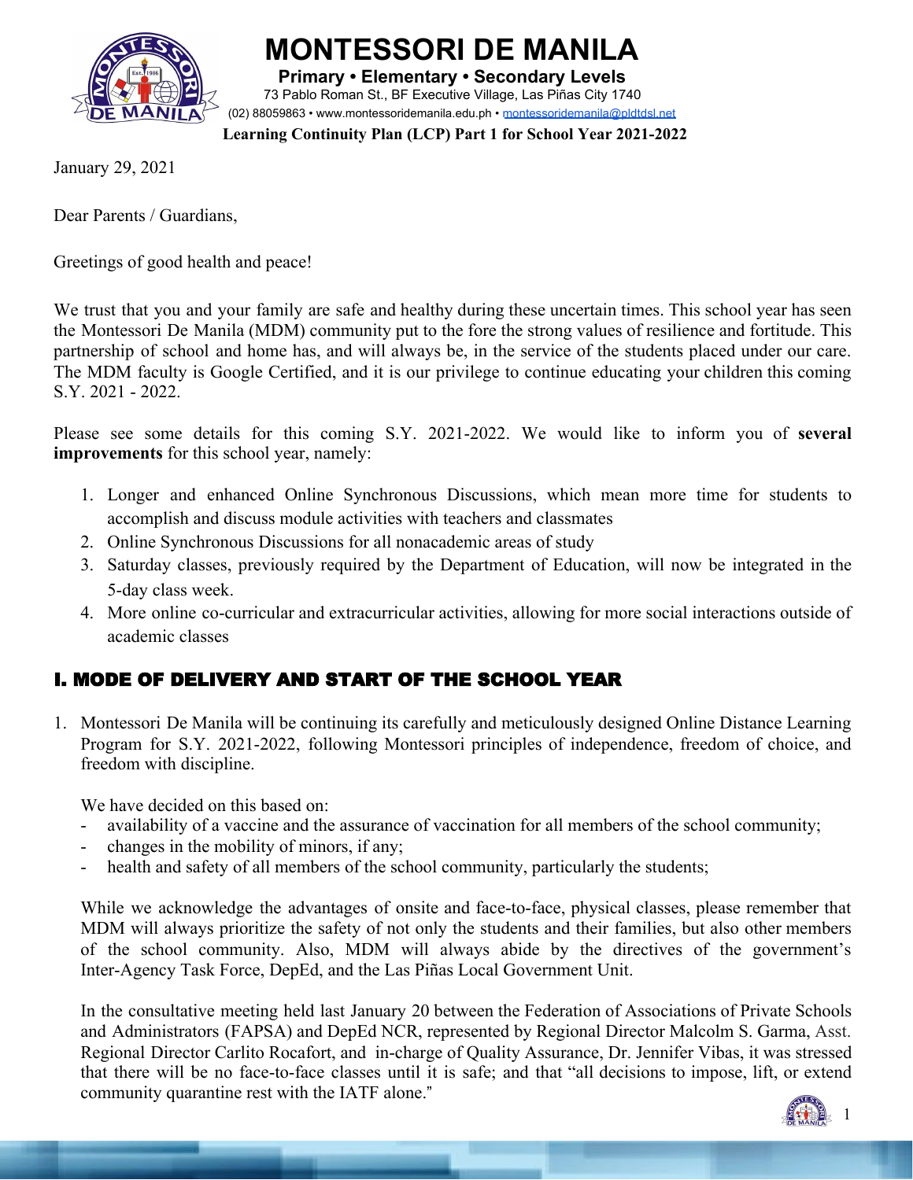# MONTESSORI DE MANILA

**Primary • Elementary • Secondary Levels**
73 Pablo Roman St., BF Executive Village, Las Piñas City 1740
(02) 88059863 • www.montessoridemanila.edu.ph • montessoridemanila@pldtdsl.net

**Learning Continuity Plan (LCP) Part 1 for School Year 2021-2022**

January 29, 2021

Dear Parents / Guardians,

Greetings of good health and peace!

We trust that you and your family are safe and healthy during these uncertain times. This school year has seen the Montessori De Manila (MDM) community put to the fore the strong values of resilience and fortitude. This partnership of school and home has, and will always be, in the service of the students placed under our care. The MDM faculty is Google Certified, and it is our privilege to continue educating your children this coming S.Y. 2021 - 2022.

Please see some details for this coming S.Y. 2021-2022. We would like to inform you of **several improvements** for this school year, namely:

1. Longer and enhanced Online Synchronous Discussions, which mean more time for students to accomplish and discuss module activities with teachers and classmates
2. Online Synchronous Discussions for all nonacademic areas of study
3. Saturday classes, previously required by the Department of Education, will now be integrated in the 5-day class week.
4. More online co-curricular and extracurricular activities, allowing for more social interactions outside of academic classes

## I. MODE OF DELIVERY AND START OF THE SCHOOL YEAR

1. Montessori De Manila will be continuing its carefully and meticulously designed Online Distance Learning Program for S.Y. 2021-2022, following Montessori principles of independence, freedom of choice, and freedom with discipline.

   We have decided on this based on:
   - availability of a vaccine and the assurance of vaccination for all members of the school community;
   - changes in the mobility of minors, if any;
   - health and safety of all members of the school community, particularly the students;

   While we acknowledge the advantages of onsite and face-to-face, physical classes, please remember that MDM will always prioritize the safety of not only the students and their families, but also other members of the school community. Also, MDM will always abide by the directives of the government's Inter-Agency Task Force, DepEd, and the Las Piñas Local Government Unit.

   In the consultative meeting held last January 20 between the Federation of Associations of Private Schools and Administrators (FAPSA) and DepEd NCR, represented by Regional Director Malcolm S. Garma, Asst. Regional Director Carlito Rocafort, and in-charge of Quality Assurance, Dr. Jennifer Vibas, it was stressed that there will be no face-to-face classes until it is safe; and that "all decisions to impose, lift, or extend community quarantine rest with the IATF alone."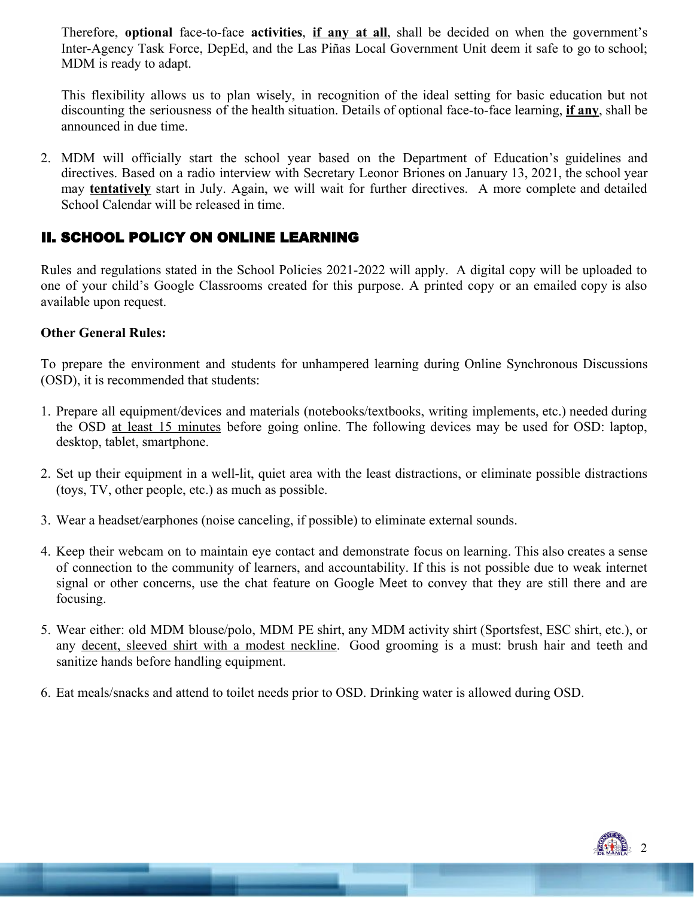Therefore, **optional** face-to-face **activities**, **<u>if any at all</u>**, shall be decided on when the government's Inter-Agency Task Force, DepEd, and the Las Piñas Local Government Unit deem it safe to go to school; MDM is ready to adapt.

This flexibility allows us to plan wisely, in recognition of the ideal setting for basic education but not discounting the seriousness of the health situation. Details of optional face-to-face learning, **<u>if any</u>**, shall be announced in due time.

2. MDM will officially start the school year based on the Department of Education's guidelines and directives. Based on a radio interview with Secretary Leonor Briones on January 13, 2021, the school year may **<u>tentatively</u>** start in July. Again, we will wait for further directives. A more complete and detailed School Calendar will be released in time.

## II. SCHOOL POLICY ON ONLINE LEARNING

Rules and regulations stated in the School Policies 2021-2022 will apply. A digital copy will be uploaded to one of your child's Google Classrooms created for this purpose. A printed copy or an emailed copy is also available upon request.

**Other General Rules:**

To prepare the environment and students for unhampered learning during Online Synchronous Discussions (OSD), it is recommended that students:

1. Prepare all equipment/devices and materials (notebooks/textbooks, writing implements, etc.) needed during the OSD <u>at least 15 minutes</u> before going online. The following devices may be used for OSD: laptop, desktop, tablet, smartphone.

2. Set up their equipment in a well-lit, quiet area with the least distractions, or eliminate possible distractions (toys, TV, other people, etc.) as much as possible.

3. Wear a headset/earphones (noise canceling, if possible) to eliminate external sounds.

4. Keep their webcam on to maintain eye contact and demonstrate focus on learning. This also creates a sense of connection to the community of learners, and accountability. If this is not possible due to weak internet signal or other concerns, use the chat feature on Google Meet to convey that they are still there and are focusing.

5. Wear either: old MDM blouse/polo, MDM PE shirt, any MDM activity shirt (Sportsfest, ESC shirt, etc.), or any <u>decent, sleeved shirt with a modest neckline</u>. Good grooming is a must: brush hair and teeth and sanitize hands before handling equipment.

6. Eat meals/snacks and attend to toilet needs prior to OSD. Drinking water is allowed during OSD.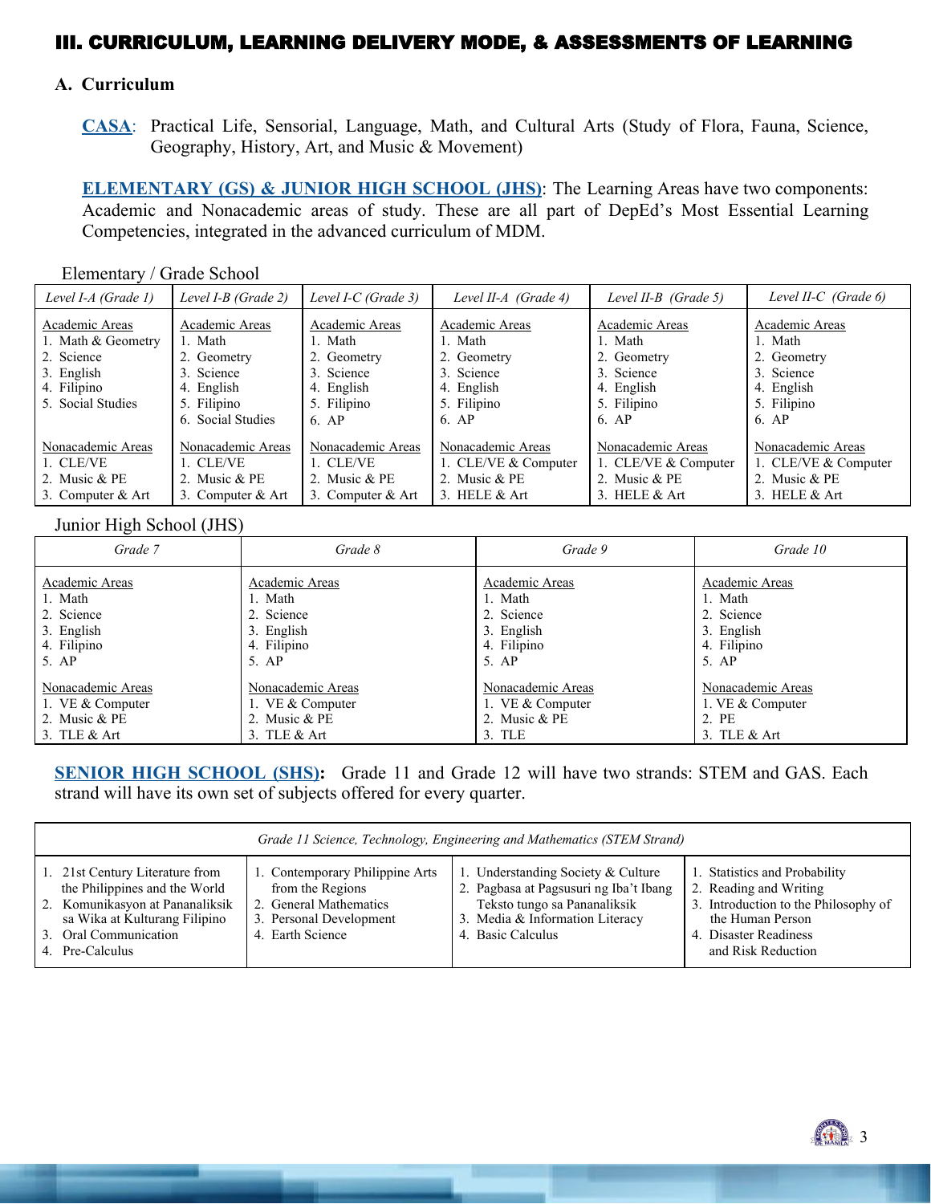## III. CURRICULUM, LEARNING DELIVERY MODE, & ASSESSMENTS OF LEARNING

### A. Curriculum

**CASA**: Practical Life, Sensorial, Language, Math, and Cultural Arts (Study of Flora, Fauna, Science, Geography, History, Art, and Music & Movement)

**ELEMENTARY (GS) & JUNIOR HIGH SCHOOL (JHS)**: The Learning Areas have two components: Academic and Nonacademic areas of study. These are all part of DepEd's Most Essential Learning Competencies, integrated in the advanced curriculum of MDM.

Elementary / Grade School

| *Level I-A (Grade 1)* | *Level I-B (Grade 2)* | *Level I-C (Grade 3)* | *Level II-A (Grade 4)* | *Level II-B (Grade 5)* | *Level II-C (Grade 6)* |
|---|---|---|---|---|---|
| Academic Areas<br>1. Math & Geometry<br>2. Science<br>3. English<br>4. Filipino<br>5. Social Studies | Academic Areas<br>1. Math<br>2. Geometry<br>3. Science<br>4. English<br>5. Filipino<br>6. Social Studies | Academic Areas<br>1. Math<br>2. Geometry<br>3. Science<br>4. English<br>5. Filipino<br>6. AP | Academic Areas<br>1. Math<br>2. Geometry<br>3. Science<br>4. English<br>5. Filipino<br>6. AP | Academic Areas<br>1. Math<br>2. Geometry<br>3. Science<br>4. English<br>5. Filipino<br>6. AP | Academic Areas<br>1. Math<br>2. Geometry<br>3. Science<br>4. English<br>5. Filipino<br>6. AP |
| Nonacademic Areas<br>1. CLE/VE<br>2. Music & PE<br>3. Computer & Art | Nonacademic Areas<br>1. CLE/VE<br>2. Music & PE<br>3. Computer & Art | Nonacademic Areas<br>1. CLE/VE<br>2. Music & PE<br>3. Computer & Art | Nonacademic Areas<br>1. CLE/VE & Computer<br>2. Music & PE<br>3. HELE & Art | Nonacademic Areas<br>1. CLE/VE & Computer<br>2. Music & PE<br>3. HELE & Art | Nonacademic Areas<br>1. CLE/VE & Computer<br>2. Music & PE<br>3. HELE & Art |

Junior High School (JHS)

| *Grade 7* | *Grade 8* | *Grade 9* | *Grade 10* |
|---|---|---|---|
| Academic Areas<br>1. Math<br>2. Science<br>3. English<br>4. Filipino<br>5. AP | Academic Areas<br>1. Math<br>2. Science<br>3. English<br>4. Filipino<br>5. AP | Academic Areas<br>1. Math<br>2. Science<br>3. English<br>4. Filipino<br>5. AP | Academic Areas<br>1. Math<br>2. Science<br>3. English<br>4. Filipino<br>5. AP |
| Nonacademic Areas<br>1. VE & Computer<br>2. Music & PE<br>3. TLE & Art | Nonacademic Areas<br>1. VE & Computer<br>2. Music & PE<br>3. TLE & Art | Nonacademic Areas<br>1. VE & Computer<br>2. Music & PE<br>3. TLE | Nonacademic Areas<br>1. VE & Computer<br>2. PE<br>3. TLE & Art |

**SENIOR HIGH SCHOOL (SHS):** Grade 11 and Grade 12 will have two strands: STEM and GAS. Each strand will have its own set of subjects offered for every quarter.

| *Grade 11 Science, Technology, Engineering and Mathematics (STEM Strand)* | | | |
|---|---|---|---|
| 1. 21st Century Literature from the Philippines and the World<br>2. Komunikasyon at Pananaliksik sa Wika at Kulturang Filipino<br>3. Oral Communication<br>4. Pre-Calculus | 1. Contemporary Philippine Arts from the Regions<br>2. General Mathematics<br>3. Personal Development<br>4. Earth Science | 1. Understanding Society & Culture<br>2. Pagbasa at Pagsusuri ng Iba't Ibang Teksto tungo sa Pananaliksik<br>3. Media & Information Literacy<br>4. Basic Calculus | 1. Statistics and Probability<br>2. Reading and Writing<br>3. Introduction to the Philosophy of the Human Person<br>4. Disaster Readiness and Risk Reduction |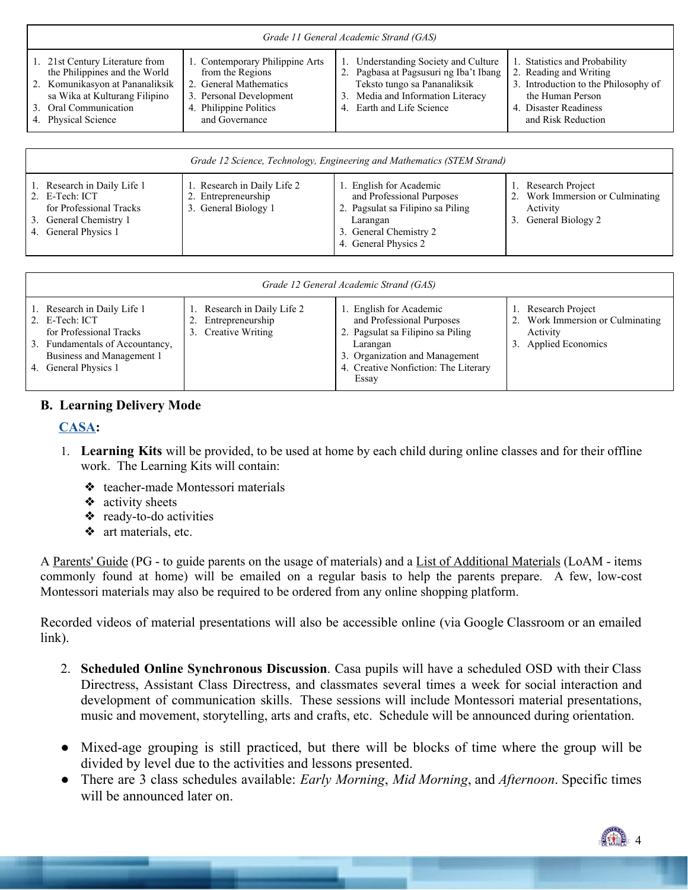| *Grade 11 General Academic Strand (GAS)* | | | |
|---|---|---|---|
| 1. 21st Century Literature from the Philippines and the World<br>2. Komunikasyon at Pananaliksik sa Wika at Kulturang Filipino<br>3. Oral Communication<br>4. Physical Science | 1. Contemporary Philippine Arts from the Regions<br>2. General Mathematics<br>3. Personal Development<br>4. Philippine Politics and Governance | 1. Understanding Society and Culture<br>2. Pagbasa at Pagsusuri ng Iba't Ibang Teksto tungo sa Pananaliksik<br>3. Media and Information Literacy<br>4. Earth and Life Science | 1. Statistics and Probability<br>2. Reading and Writing<br>3. Introduction to the Philosophy of the Human Person<br>4. Disaster Readiness and Risk Reduction |

| *Grade 12 Science, Technology, Engineering and Mathematics (STEM Strand)* | | | |
|---|---|---|---|
| 1. Research in Daily Life 1<br>2. E-Tech: ICT for Professional Tracks<br>3. General Chemistry 1<br>4. General Physics 1 | 1. Research in Daily Life 2<br>2. Entrepreneurship<br>3. General Biology 1 | 1. English for Academic and Professional Purposes<br>2. Pagsulat sa Filipino sa Piling Larangan<br>3. General Chemistry 2<br>4. General Physics 2 | 1. Research Project<br>2. Work Immersion or Culminating Activity<br>3. General Biology 2 |

| *Grade 12 General Academic Strand (GAS)* | | | |
|---|---|---|---|
| 1. Research in Daily Life 1<br>2. E-Tech: ICT for Professional Tracks<br>3. Fundamentals of Accountancy, Business and Management 1<br>4. General Physics 1 | 1. Research in Daily Life 2<br>2. Entrepreneurship<br>3. Creative Writing | 1. English for Academic and Professional Purposes<br>2. Pagsulat sa Filipino sa Piling Larangan<br>3. Organization and Management<br>4. Creative Nonfiction: The Literary Essay | 1. Research Project<br>2. Work Immersion or Culminating Activity<br>3. Applied Economics |

## B. Learning Delivery Mode

**CASA:**

1. **Learning Kits** will be provided, to be used at home by each child during online classes and for their offline work. The Learning Kits will contain:
   - teacher-made Montessori materials
   - activity sheets
   - ready-to-do activities
   - art materials, etc.

A Parents' Guide (PG - to guide parents on the usage of materials) and a List of Additional Materials (LoAM - items commonly found at home) will be emailed on a regular basis to help the parents prepare. A few, low-cost Montessori materials may also be required to be ordered from any online shopping platform.

Recorded videos of material presentations will also be accessible online (via Google Classroom or an emailed link).

2. **Scheduled Online Synchronous Discussion**. Casa pupils will have a scheduled OSD with their Class Directress, Assistant Class Directress, and classmates several times a week for social interaction and development of communication skills. These sessions will include Montessori material presentations, music and movement, storytelling, arts and crafts, etc. Schedule will be announced during orientation.

- Mixed-age grouping is still practiced, but there will be blocks of time where the group will be divided by level due to the activities and lessons presented.
- There are 3 class schedules available: *Early Morning*, *Mid Morning*, and *Afternoon*. Specific times will be announced later on.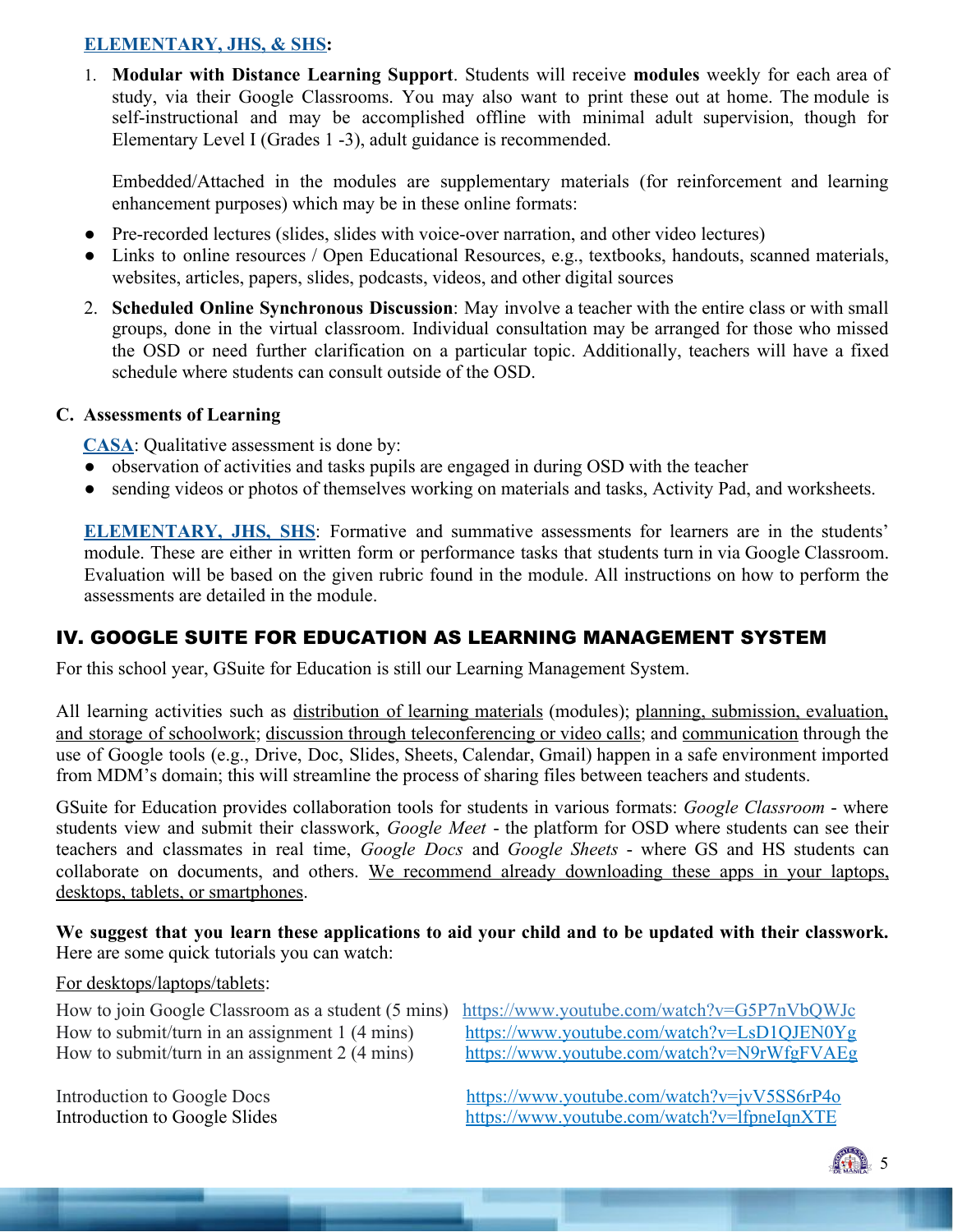**ELEMENTARY, JHS, & SHS:**

1. **Modular with Distance Learning Support**. Students will receive **modules** weekly for each area of study, via their Google Classrooms. You may also want to print these out at home. The module is self-instructional and may be accomplished offline with minimal adult supervision, though for Elementary Level I (Grades 1 -3), adult guidance is recommended.

   Embedded/Attached in the modules are supplementary materials (for reinforcement and learning enhancement purposes) which may be in these online formats:

- Pre-recorded lectures (slides, slides with voice-over narration, and other video lectures)
- Links to online resources / Open Educational Resources, e.g., textbooks, handouts, scanned materials, websites, articles, papers, slides, podcasts, videos, and other digital sources

2. **Scheduled Online Synchronous Discussion**: May involve a teacher with the entire class or with small groups, done in the virtual classroom. Individual consultation may be arranged for those who missed the OSD or need further clarification on a particular topic. Additionally, teachers will have a fixed schedule where students can consult outside of the OSD.

### C. Assessments of Learning

**CASA**: Qualitative assessment is done by:

- observation of activities and tasks pupils are engaged in during OSD with the teacher
- sending videos or photos of themselves working on materials and tasks, Activity Pad, and worksheets.

**ELEMENTARY, JHS, SHS**: Formative and summative assessments for learners are in the students' module. These are either in written form or performance tasks that students turn in via Google Classroom. Evaluation will be based on the given rubric found in the module. All instructions on how to perform the assessments are detailed in the module.

## IV. GOOGLE SUITE FOR EDUCATION AS LEARNING MANAGEMENT SYSTEM

For this school year, GSuite for Education is still our Learning Management System.

All learning activities such as distribution of learning materials (modules); planning, submission, evaluation, and storage of schoolwork; discussion through teleconferencing or video calls; and communication through the use of Google tools (e.g., Drive, Doc, Slides, Sheets, Calendar, Gmail) happen in a safe environment imported from MDM's domain; this will streamline the process of sharing files between teachers and students.

GSuite for Education provides collaboration tools for students in various formats: *Google Classroom* - where students view and submit their classwork, *Google Meet* - the platform for OSD where students can see their teachers and classmates in real time, *Google Docs* and *Google Sheets* - where GS and HS students can collaborate on documents, and others. We recommend already downloading these apps in your laptops, desktops, tablets, or smartphones.

**We suggest that you learn these applications to aid your child and to be updated with their classwork.** Here are some quick tutorials you can watch:

For desktops/laptops/tablets:

How to join Google Classroom as a student (5 mins) https://www.youtube.com/watch?v=G5P7nVbQWJc
How to submit/turn in an assignment 1 (4 mins) https://www.youtube.com/watch?v=LsD1QJEN0Yg
How to submit/turn in an assignment 2 (4 mins) https://www.youtube.com/watch?v=N9rWfgFVAEg

Introduction to Google Docs https://www.youtube.com/watch?v=jvV5SS6rP4o
Introduction to Google Slides https://www.youtube.com/watch?v=lfpneIqnXTE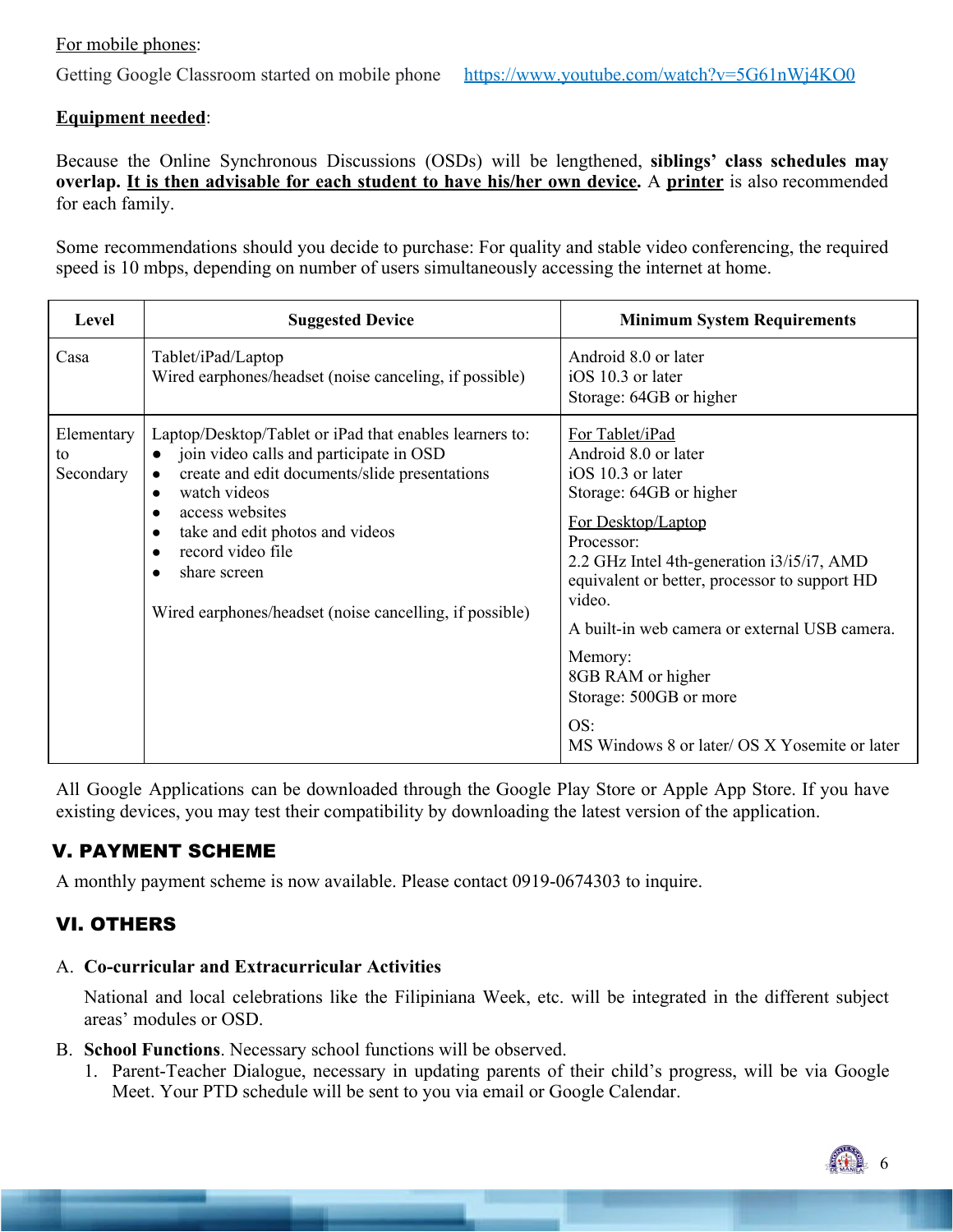For mobile phones:

Getting Google Classroom started on mobile phone https://www.youtube.com/watch?v=5G61nWj4KO0

**Equipment needed**:

Because the Online Synchronous Discussions (OSDs) will be lengthened, **siblings' class schedules may overlap. It is then advisable for each student to have his/her own device.** A **printer** is also recommended for each family.

Some recommendations should you decide to purchase: For quality and stable video conferencing, the required speed is 10 mbps, depending on number of users simultaneously accessing the internet at home.

| Level | Suggested Device | Minimum System Requirements |
|---|---|---|
| Casa | Tablet/iPad/Laptop<br>Wired earphones/headset (noise canceling, if possible) | Android 8.0 or later<br>iOS 10.3 or later<br>Storage: 64GB or higher |
| Elementary to Secondary | Laptop/Desktop/Tablet or iPad that enables learners to:<br>• join video calls and participate in OSD<br>• create and edit documents/slide presentations<br>• watch videos<br>• access websites<br>• take and edit photos and videos<br>• record video file<br>• share screen<br><br>Wired earphones/headset (noise cancelling, if possible) | For Tablet/iPad<br>Android 8.0 or later<br>iOS 10.3 or later<br>Storage: 64GB or higher<br><br>For Desktop/Laptop<br>Processor:<br>2.2 GHz Intel 4th-generation i3/i5/i7, AMD equivalent or better, processor to support HD video.<br><br>A built-in web camera or external USB camera.<br><br>Memory:<br>8GB RAM or higher<br>Storage: 500GB or more<br><br>OS:<br>MS Windows 8 or later/ OS X Yosemite or later |

All Google Applications can be downloaded through the Google Play Store or Apple App Store. If you have existing devices, you may test their compatibility by downloading the latest version of the application.

## V. PAYMENT SCHEME

A monthly payment scheme is now available. Please contact 0919-0674303 to inquire.

## VI. OTHERS

A. **Co-curricular and Extracurricular Activities**

National and local celebrations like the Filipiniana Week, etc. will be integrated in the different subject areas' modules or OSD.

B. **School Functions**. Necessary school functions will be observed.

1. Parent-Teacher Dialogue, necessary in updating parents of their child's progress, will be via Google Meet. Your PTD schedule will be sent to you via email or Google Calendar.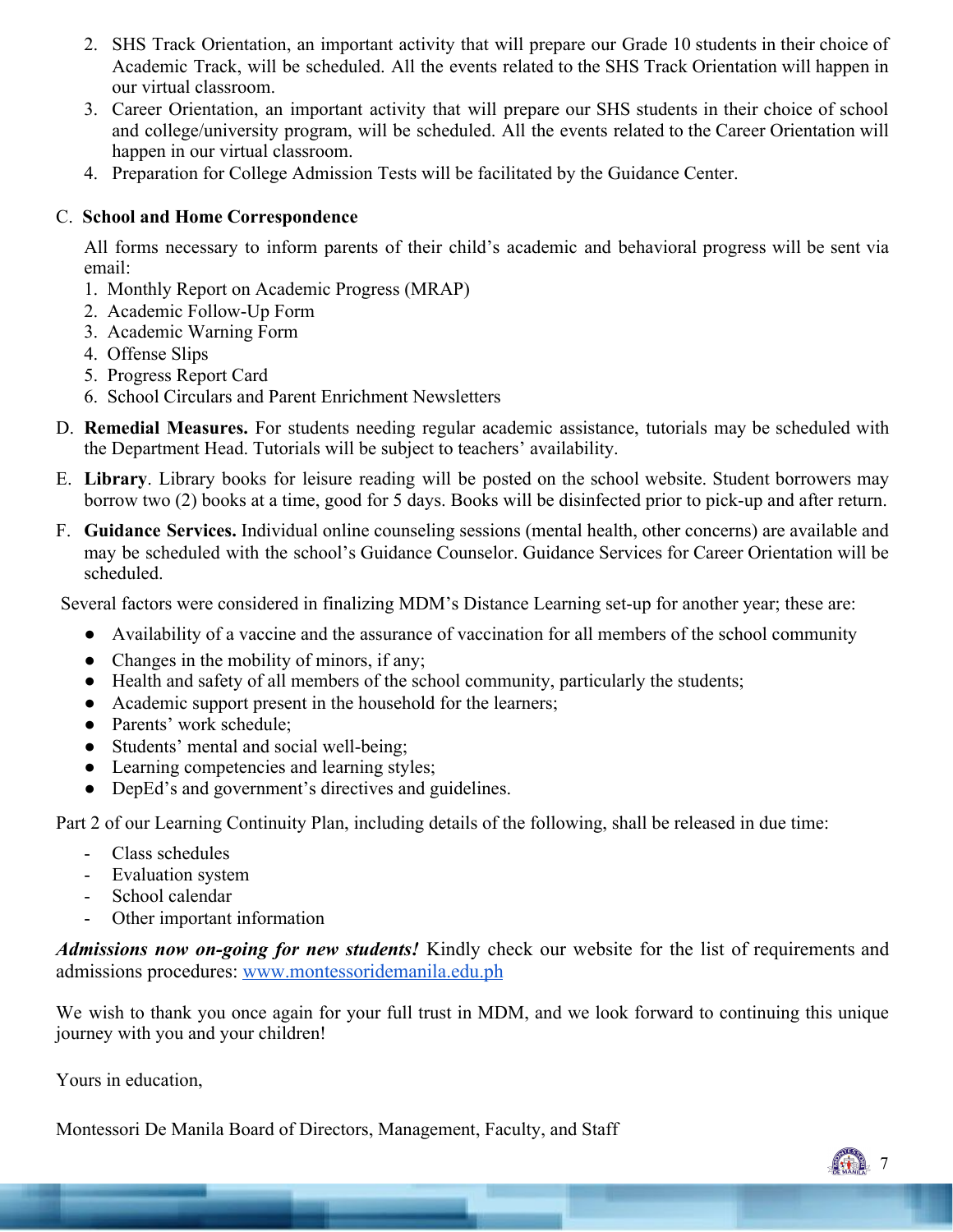2. SHS Track Orientation, an important activity that will prepare our Grade 10 students in their choice of Academic Track, will be scheduled. All the events related to the SHS Track Orientation will happen in our virtual classroom.
3. Career Orientation, an important activity that will prepare our SHS students in their choice of school and college/university program, will be scheduled. All the events related to the Career Orientation will happen in our virtual classroom.
4. Preparation for College Admission Tests will be facilitated by the Guidance Center.

C. **School and Home Correspondence**

All forms necessary to inform parents of their child's academic and behavioral progress will be sent via email:

1. Monthly Report on Academic Progress (MRAP)
2. Academic Follow-Up Form
3. Academic Warning Form
4. Offense Slips
5. Progress Report Card
6. School Circulars and Parent Enrichment Newsletters

D. **Remedial Measures.** For students needing regular academic assistance, tutorials may be scheduled with the Department Head. Tutorials will be subject to teachers' availability.

E. **Library**. Library books for leisure reading will be posted on the school website. Student borrowers may borrow two (2) books at a time, good for 5 days. Books will be disinfected prior to pick-up and after return.

F. **Guidance Services.** Individual online counseling sessions (mental health, other concerns) are available and may be scheduled with the school's Guidance Counselor. Guidance Services for Career Orientation will be scheduled.

Several factors were considered in finalizing MDM's Distance Learning set-up for another year; these are:

- Availability of a vaccine and the assurance of vaccination for all members of the school community
- Changes in the mobility of minors, if any;
- Health and safety of all members of the school community, particularly the students;
- Academic support present in the household for the learners;
- Parents' work schedule;
- Students' mental and social well-being;
- Learning competencies and learning styles;
- DepEd's and government's directives and guidelines.

Part 2 of our Learning Continuity Plan, including details of the following, shall be released in due time:

- Class schedules
- Evaluation system
- School calendar
- Other important information

***Admissions now on-going for new students!*** Kindly check our website for the list of requirements and admissions procedures: www.montessoridemanila.edu.ph

We wish to thank you once again for your full trust in MDM, and we look forward to continuing this unique journey with you and your children!

Yours in education,

Montessori De Manila Board of Directors, Management, Faculty, and Staff